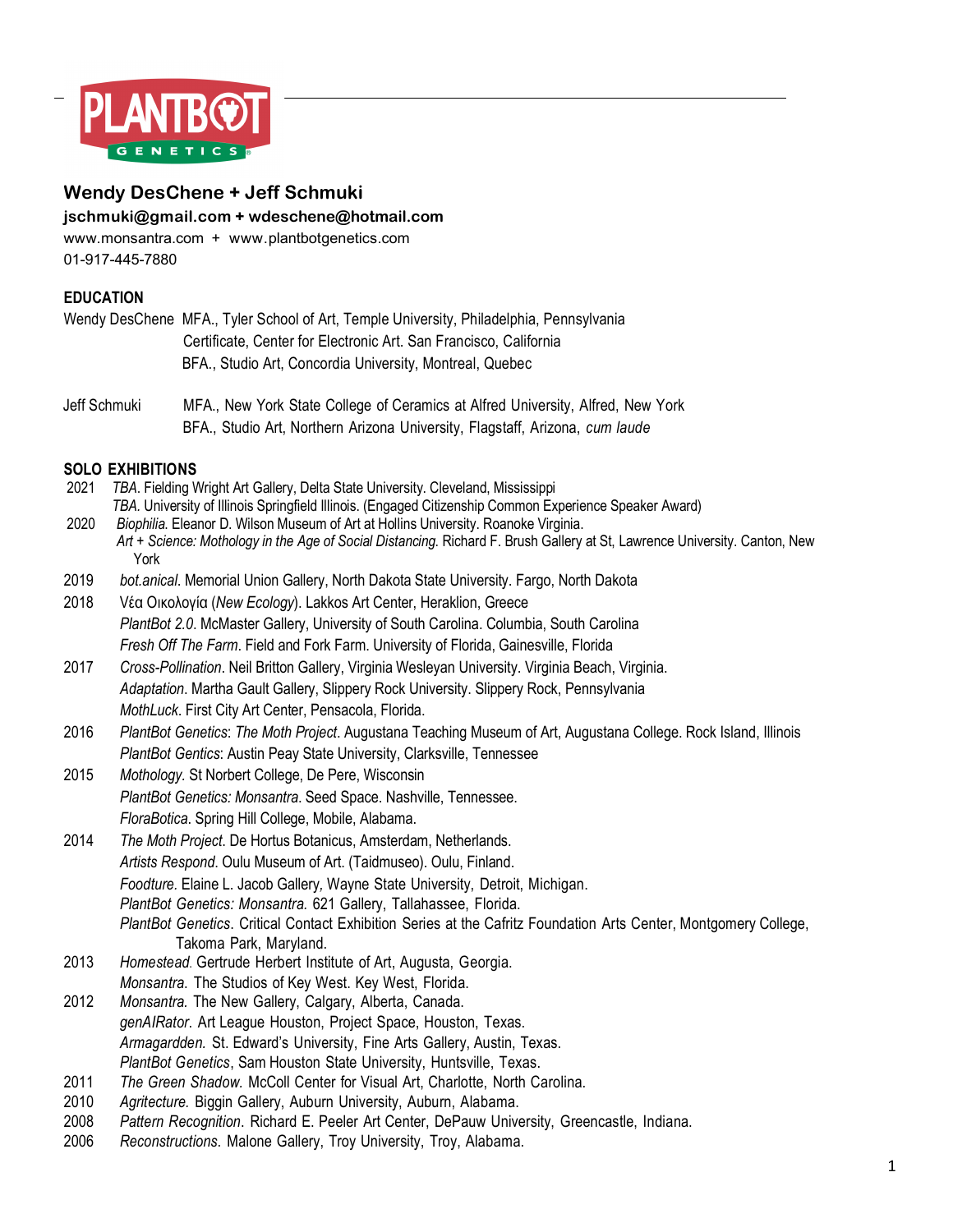## Wendy DesChene + Jeff Schmuki

**jschmuki@gmail.com + wdeschene@hotmail.com**

www.monsantra.com + www.plantbotgenetics.com

01-917-445-7880

### EDUCATION

Wendy DesChene MFA., Tyler School of Art, Temple University, Philadelphia, Pennsylvania
Certificate, Center for Electronic Art. San Francisco, California
BFA., Studio Art, Concordia University, Montreal, Quebec

Jeff Schmuki MFA., New York State College of Ceramics at Alfred University, Alfred, New York
BFA., Studio Art, Northern Arizona University, Flagstaff, Arizona, *cum laude*

### SOLO EXHIBITIONS

2021 *TBA*. Fielding Wright Art Gallery, Delta State University. Cleveland, Mississippi
*TBA*. University of Illinois Springfield Illinois. (Engaged Citizenship Common Experience Speaker Award)

2020 *Biophilia.* Eleanor D. Wilson Museum of Art at Hollins University. Roanoke Virginia.
*Art + Science: Mothology in the Age of Social Distancing.* Richard F. Brush Gallery at St, Lawrence University. Canton, New York

2019 *bot.anical*. Memorial Union Gallery, North Dakota State University. Fargo, North Dakota

2018 Νέα Οικολογία (*New Ecology*). Lakkos Art Center, Heraklion, Greece
*PlantBot 2.0*. McMaster Gallery, University of South Carolina. Columbia, South Carolina
*Fresh Off The Farm*. Field and Fork Farm. University of Florida, Gainesville, Florida

2017 *Cross-Pollination*. Neil Britton Gallery, Virginia Wesleyan University. Virginia Beach, Virginia.
*Adaptation*. Martha Gault Gallery, Slippery Rock University. Slippery Rock, Pennsylvania
*MothLuck*. First City Art Center, Pensacola, Florida.

2016 *PlantBot Genetics*: *The Moth Project*. Augustana Teaching Museum of Art, Augustana College. Rock Island, Illinois
*PlantBot Gentics*: Austin Peay State University, Clarksville, Tennessee

2015 *Mothology.* St Norbert College, De Pere, Wisconsin
*PlantBot Genetics: Monsantra*. Seed Space. Nashville, Tennessee.
*FloraBotica*. Spring Hill College, Mobile, Alabama.

2014 *The Moth Project*. De Hortus Botanicus, Amsterdam, Netherlands.
*Artists Respond*. Oulu Museum of Art. (Taidmuseo). Oulu, Finland.
*Foodture.* Elaine L. Jacob Gallery, Wayne State University, Detroit, Michigan.
*PlantBot Genetics: Monsantra.* 621 Gallery, Tallahassee, Florida.
*PlantBot Genetics*. Critical Contact Exhibition Series at the Cafritz Foundation Arts Center, Montgomery College, Takoma Park, Maryland.

2013 *Homestead.* Gertrude Herbert Institute of Art, Augusta, Georgia.
*Monsantra.* The Studios of Key West. Key West, Florida.

2012 *Monsantra.* The New Gallery, Calgary, Alberta, Canada.
*genAIRator*. Art League Houston, Project Space, Houston, Texas.
*Armagardden.* St. Edward's University, Fine Arts Gallery, Austin, Texas.
*PlantBot Genetics*, Sam Houston State University, Huntsville, Texas.

2011 *The Green Shadow.* McColl Center for Visual Art, Charlotte, North Carolina.

2010 *Agritecture.* Biggin Gallery, Auburn University, Auburn, Alabama.

2008 *Pattern Recognition*. Richard E. Peeler Art Center, DePauw University, Greencastle, Indiana.

2006 *Reconstructions.* Malone Gallery, Troy University, Troy, Alabama.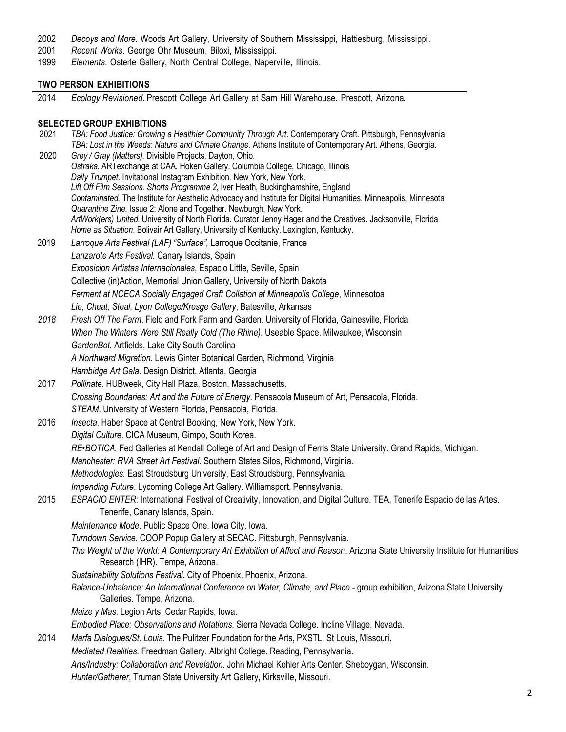2002 *Decoys and More*. Woods Art Gallery, University of Southern Mississippi, Hattiesburg, Mississippi.
2001 *Recent Works*. George Ohr Museum, Biloxi, Mississippi.
1999 *Elements*. Osterle Gallery, North Central College, Naperville, Illinois.

## TWO PERSON EXHIBITIONS

2014 *Ecology Revisioned*. Prescott College Art Gallery at Sam Hill Warehouse. Prescott, Arizona.

## SELECTED GROUP EXHIBITIONS

2021 *TBA: Food Justice: Growing a Healthier Community Through Art*. Contemporary Craft. Pittsburgh, Pennsylvania
*TBA: Lost in the Weeds: Nature and Climate Change.* Athens Institute of Contemporary Art. Athens, Georgia.

2020 *Grey / Gray (Matters)*. Divisible Projects. Dayton, Ohio.
*Ostraka.* ARTexchange at CAA. Hoken Gallery. Columbia College, Chicago, Illinois
*Daily Trumpet*. Invitational Instagram Exhibition. New York, New York.
*Lift Off Film Sessions. Shorts Programme 2*, Iver Heath, Buckinghamshire, England
*Contaminated.* The Institute for Aesthetic Advocacy and Institute for Digital Humanities. Minneapolis, Minnesota
*Quarantine Zine.* Issue 2: Alone and Together. Newburgh, New York.
*ArtWork(ers) United*. University of North Florida. Curator Jenny Hager and the Creatives. Jacksonville, Florida
*Home as Situation*. Bolivair Art Gallery, University of Kentucky. Lexington, Kentucky.

2019 *Larroque Arts Festival (LAF) "Surface",* Larroque Occitanie, France
*Lanzarote Arts Festival.* Canary Islands, Spain
*Exposicion Artistas Internacionales*, Espacio Little, Seville, Spain
Collective (in)Action, Memorial Union Gallery, University of North Dakota
*Ferment at NCECA Socially Engaged Craft Collation at Minneapolis College*, Minnesotoa
*Lie, Cheat, Steal, Lyon College/Kresge Gallery*, Batesville, Arkansas

*2018* *Fresh Off The Farm*. Field and Fork Farm and Garden. University of Florida, Gainesville, Florida
*When The Winters Were Still Really Cold (The Rhine)*. Useable Space. Milwaukee, Wisconsin
*GardenBot.* Artfields, Lake City South Carolina
*A Northward Migration.* Lewis Ginter Botanical Garden, Richmond, Virginia
*Hambidge Art Gala.* Design District, Atlanta, Georgia

2017 *Pollinate*. HUBweek, City Hall Plaza, Boston, Massachusetts.
*Crossing Boundaries: Art and the Future of Energy*. Pensacola Museum of Art, Pensacola, Florida.
*STEAM*. University of Western Florida, Pensacola, Florida.

2016 *Insecta*. Haber Space at Central Booking, New York, New York.
*Digital Culture*. CICA Museum, Gimpo, South Korea.
*RE•BOTICA.* Fed Galleries at Kendall College of Art and Design of Ferris State University. Grand Rapids, Michigan.
*Manchester: RVA Street Art Festival*. Southern States Silos, Richmond, Virginia.
*Methodologies.* East Stroudsburg University, East Stroudsburg, Pennsylvania.
*Impending Future*. Lycoming College Art Gallery. Williamsport, Pennsylvania.

2015 *ESPACIO ENTER*: International Festival of Creativity, Innovation, and Digital Culture. TEA, Tenerife Espacio de las Artes. Tenerife, Canary Islands, Spain.
*Maintenance Mode*. Public Space One. Iowa City, Iowa.
*Turndown Service*. COOP Popup Gallery at SECAC. Pittsburgh, Pennsylvania.
*The Weight of the World: A Contemporary Art Exhibition of Affect and Reason*. Arizona State University Institute for Humanities Research (IHR). Tempe, Arizona.
*Sustainability Solutions Festival*. City of Phoenix. Phoenix, Arizona.
*Balance-Unbalance: An International Conference on Water, Climate, and Place* - group exhibition, Arizona State University Galleries. Tempe, Arizona.
*Maize y Mas*. Legion Arts. Cedar Rapids, Iowa.
*Embodied Place: Observations and Notations*. Sierra Nevada College. Incline Village, Nevada.

2014 *Marfa Dialogues/St. Louis.* The Pulitzer Foundation for the Arts, PXSTL. St Louis, Missouri.
*Mediated Realities*. Freedman Gallery. Albright College. Reading, Pennsylvania.
*Arts/Industry: Collaboration and Revelation*. John Michael Kohler Arts Center. Sheboygan, Wisconsin.
*Hunter/Gatherer*, Truman State University Art Gallery, Kirksville, Missouri.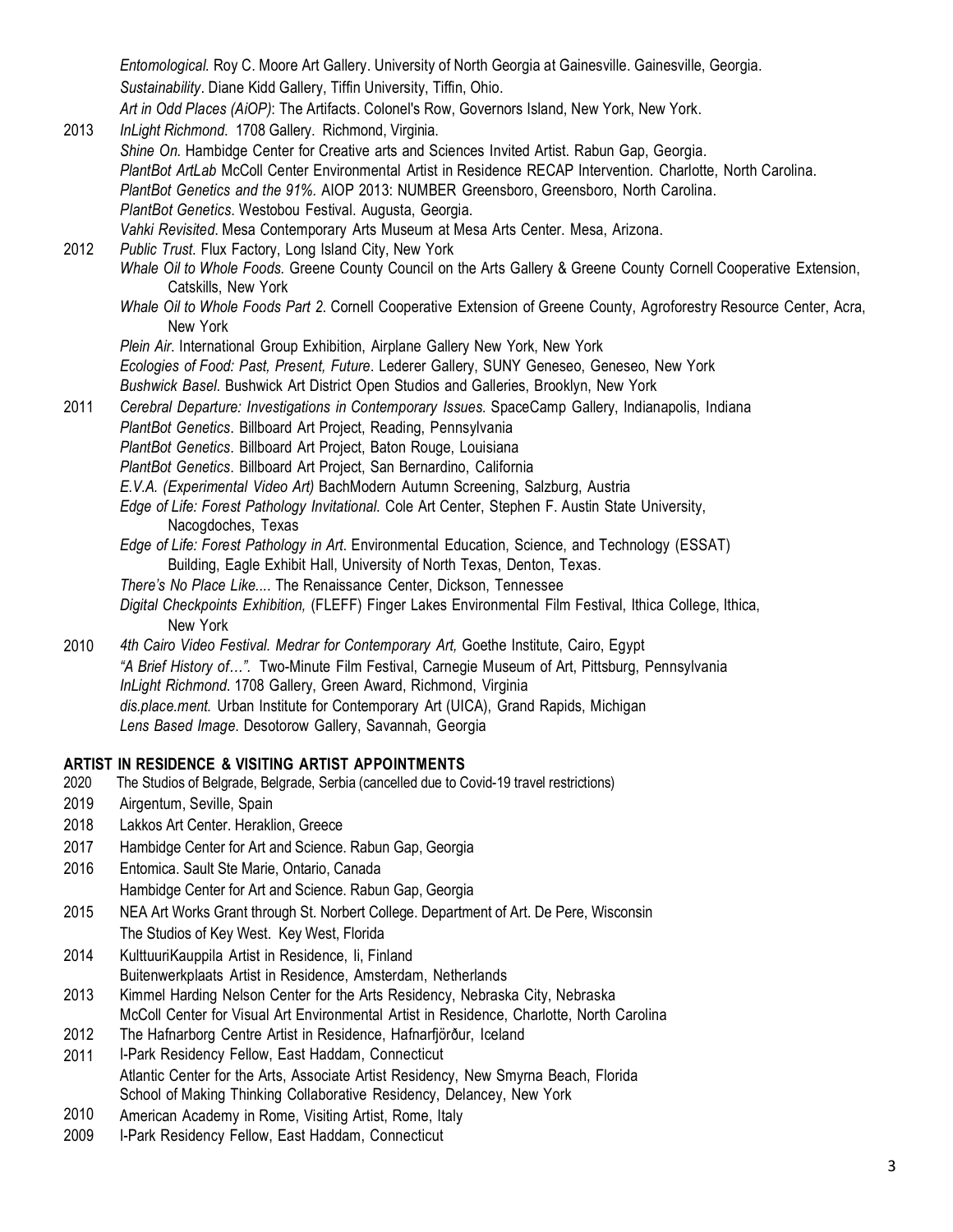*Entomological.* Roy C. Moore Art Gallery. University of North Georgia at Gainesville. Gainesville, Georgia.
*Sustainability*. Diane Kidd Gallery, Tiffin University, Tiffin, Ohio.
*Art in Odd Places (AiOP)*: The Artifacts. Colonel's Row, Governors Island, New York, New York.

2013 *InLight Richmond*. 1708 Gallery. Richmond, Virginia.
*Shine On.* Hambidge Center for Creative arts and Sciences Invited Artist. Rabun Gap, Georgia.
*PlantBot ArtLab* McColl Center Environmental Artist in Residence RECAP Intervention. Charlotte, North Carolina.
*PlantBot Genetics and the 91%.* AIOP 2013: NUMBER Greensboro, Greensboro, North Carolina.
*PlantBot Genetics*. Westobou Festival. Augusta, Georgia.
*Vahki Revisited*. Mesa Contemporary Arts Museum at Mesa Arts Center. Mesa, Arizona.

2012 *Public Trust*. Flux Factory, Long Island City, New York
*Whale Oil to Whole Foods.* Greene County Council on the Arts Gallery & Greene County Cornell Cooperative Extension, Catskills, New York
*Whale Oil to Whole Foods Part 2.* Cornell Cooperative Extension of Greene County, Agroforestry Resource Center, Acra, New York
*Plein Air*. International Group Exhibition, Airplane Gallery New York, New York
*Ecologies of Food: Past, Present, Future*. Lederer Gallery, SUNY Geneseo, Geneseo, New York
*Bushwick Basel*. Bushwick Art District Open Studios and Galleries, Brooklyn, New York

2011 *Cerebral Departure: Investigations in Contemporary Issues.* SpaceCamp Gallery, Indianapolis, Indiana
*PlantBot Genetics*. Billboard Art Project, Reading, Pennsylvania
*PlantBot Genetics*. Billboard Art Project, Baton Rouge, Louisiana
*PlantBot Genetics*. Billboard Art Project, San Bernardino, California
*E.V.A. (Experimental Video Art)* BachModern Autumn Screening, Salzburg, Austria
*Edge of Life: Forest Pathology Invitational.* Cole Art Center, Stephen F. Austin State University, Nacogdoches, Texas
*Edge of Life: Forest Pathology in Art*. Environmental Education, Science, and Technology (ESSAT) Building, Eagle Exhibit Hall, University of North Texas, Denton, Texas.
*There's No Place Like...*. The Renaissance Center, Dickson, Tennessee
*Digital Checkpoints Exhibition,* (FLEFF) Finger Lakes Environmental Film Festival, Ithica College, Ithica, New York

2010 *4th Cairo Video Festival. Medrar for Contemporary Art,* Goethe Institute, Cairo, Egypt
*"A Brief History of…".* Two-Minute Film Festival, Carnegie Museum of Art, Pittsburg, Pennsylvania
*InLight Richmond*. 1708 Gallery, Green Award, Richmond, Virginia
*dis.place.ment.* Urban Institute for Contemporary Art (UICA), Grand Rapids, Michigan
*Lens Based Image*. Desotorow Gallery, Savannah, Georgia

**ARTIST IN RESIDENCE & VISITING ARTIST APPOINTMENTS**

2020 The Studios of Belgrade, Belgrade, Serbia (cancelled due to Covid-19 travel restrictions)
2019 Airgentum, Seville, Spain
2018 Lakkos Art Center. Heraklion, Greece
2017 Hambidge Center for Art and Science. Rabun Gap, Georgia
2016 Entomica. Sault Ste Marie, Ontario, Canada
Hambidge Center for Art and Science. Rabun Gap, Georgia
2015 NEA Art Works Grant through St. Norbert College. Department of Art. De Pere, Wisconsin
The Studios of Key West. Key West, Florida
2014 KulttuuriKauppila Artist in Residence, Ii, Finland
Buitenwerkplaats Artist in Residence, Amsterdam, Netherlands
2013 Kimmel Harding Nelson Center for the Arts Residency, Nebraska City, Nebraska
McColl Center for Visual Art Environmental Artist in Residence, Charlotte, North Carolina
2012 The Hafnarborg Centre Artist in Residence, Hafnarfjörður, Iceland
2011 I-Park Residency Fellow, East Haddam, Connecticut
Atlantic Center for the Arts, Associate Artist Residency, New Smyrna Beach, Florida
School of Making Thinking Collaborative Residency, Delancey, New York
2010 American Academy in Rome, Visiting Artist, Rome, Italy
2009 I-Park Residency Fellow, East Haddam, Connecticut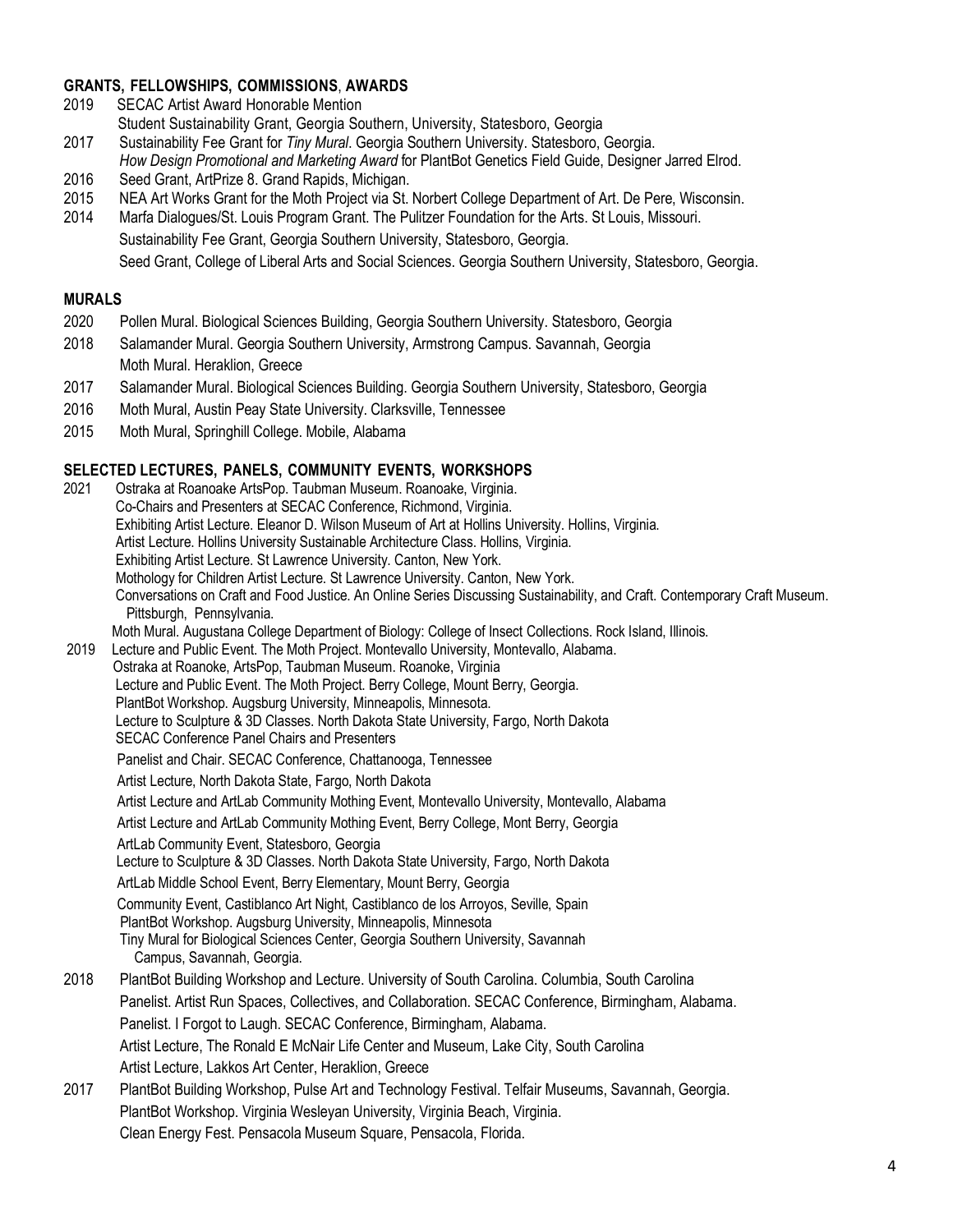## GRANTS, FELLOWSHIPS, COMMISSIONS, AWARDS

2019 SECAC Artist Award Honorable Mention
Student Sustainability Grant, Georgia Southern, University, Statesboro, Georgia

2017 Sustainability Fee Grant for *Tiny Mural*. Georgia Southern University. Statesboro, Georgia.
*How Design Promotional and Marketing Award* for PlantBot Genetics Field Guide, Designer Jarred Elrod.

2016 Seed Grant, ArtPrize 8. Grand Rapids, Michigan.

2015 NEA Art Works Grant for the Moth Project via St. Norbert College Department of Art. De Pere, Wisconsin.

2014 Marfa Dialogues/St. Louis Program Grant. The Pulitzer Foundation for the Arts. St Louis, Missouri.
Sustainability Fee Grant, Georgia Southern University, Statesboro, Georgia.
Seed Grant, College of Liberal Arts and Social Sciences. Georgia Southern University, Statesboro, Georgia.

## MURALS

2020 Pollen Mural. Biological Sciences Building, Georgia Southern University. Statesboro, Georgia

2018 Salamander Mural. Georgia Southern University, Armstrong Campus. Savannah, Georgia
Moth Mural. Heraklion, Greece

2017 Salamander Mural. Biological Sciences Building. Georgia Southern University, Statesboro, Georgia

2016 Moth Mural, Austin Peay State University. Clarksville, Tennessee

2015 Moth Mural, Springhill College. Mobile, Alabama

## SELECTED LECTURES, PANELS, COMMUNITY EVENTS, WORKSHOPS

2021 Ostraka at Roanoake ArtsPop. Taubman Museum. Roanoake, Virginia.
Co-Chairs and Presenters at SECAC Conference, Richmond, Virginia.
Exhibiting Artist Lecture. Eleanor D. Wilson Museum of Art at Hollins University. Hollins, Virginia.
Artist Lecture. Hollins University Sustainable Architecture Class. Hollins, Virginia.
Exhibiting Artist Lecture. St Lawrence University. Canton, New York.
Mothology for Children Artist Lecture. St Lawrence University. Canton, New York.
Conversations on Craft and Food Justice. An Online Series Discussing Sustainability, and Craft. Contemporary Craft Museum. Pittsburgh, Pennsylvania.
Moth Mural. Augustana College Department of Biology: College of Insect Collections. Rock Island, Illinois.

2019 Lecture and Public Event. The Moth Project. Montevallo University, Montevallo, Alabama.
Ostraka at Roanoke, ArtsPop, Taubman Museum. Roanoke, Virginia
Lecture and Public Event. The Moth Project. Berry College, Mount Berry, Georgia.
PlantBot Workshop. Augsburg University, Minneapolis, Minnesota.
Lecture to Sculpture & 3D Classes. North Dakota State University, Fargo, North Dakota
SECAC Conference Panel Chairs and Presenters
Panelist and Chair. SECAC Conference, Chattanooga, Tennessee
Artist Lecture, North Dakota State, Fargo, North Dakota
Artist Lecture and ArtLab Community Mothing Event, Montevallo University, Montevallo, Alabama
Artist Lecture and ArtLab Community Mothing Event, Berry College, Mont Berry, Georgia
ArtLab Community Event, Statesboro, Georgia
Lecture to Sculpture & 3D Classes. North Dakota State University, Fargo, North Dakota
ArtLab Middle School Event, Berry Elementary, Mount Berry, Georgia
Community Event, Castiblanco Art Night, Castiblanco de los Arroyos, Seville, Spain
PlantBot Workshop. Augsburg University, Minneapolis, Minnesota
Tiny Mural for Biological Sciences Center, Georgia Southern University, Savannah Campus, Savannah, Georgia.

2018 PlantBot Building Workshop and Lecture. University of South Carolina. Columbia, South Carolina
Panelist. Artist Run Spaces, Collectives, and Collaboration. SECAC Conference, Birmingham, Alabama.
Panelist. I Forgot to Laugh. SECAC Conference, Birmingham, Alabama.
Artist Lecture, The Ronald E McNair Life Center and Museum, Lake City, South Carolina
Artist Lecture, Lakkos Art Center, Heraklion, Greece

2017 PlantBot Building Workshop, Pulse Art and Technology Festival. Telfair Museums, Savannah, Georgia.
PlantBot Workshop. Virginia Wesleyan University, Virginia Beach, Virginia.
Clean Energy Fest. Pensacola Museum Square, Pensacola, Florida.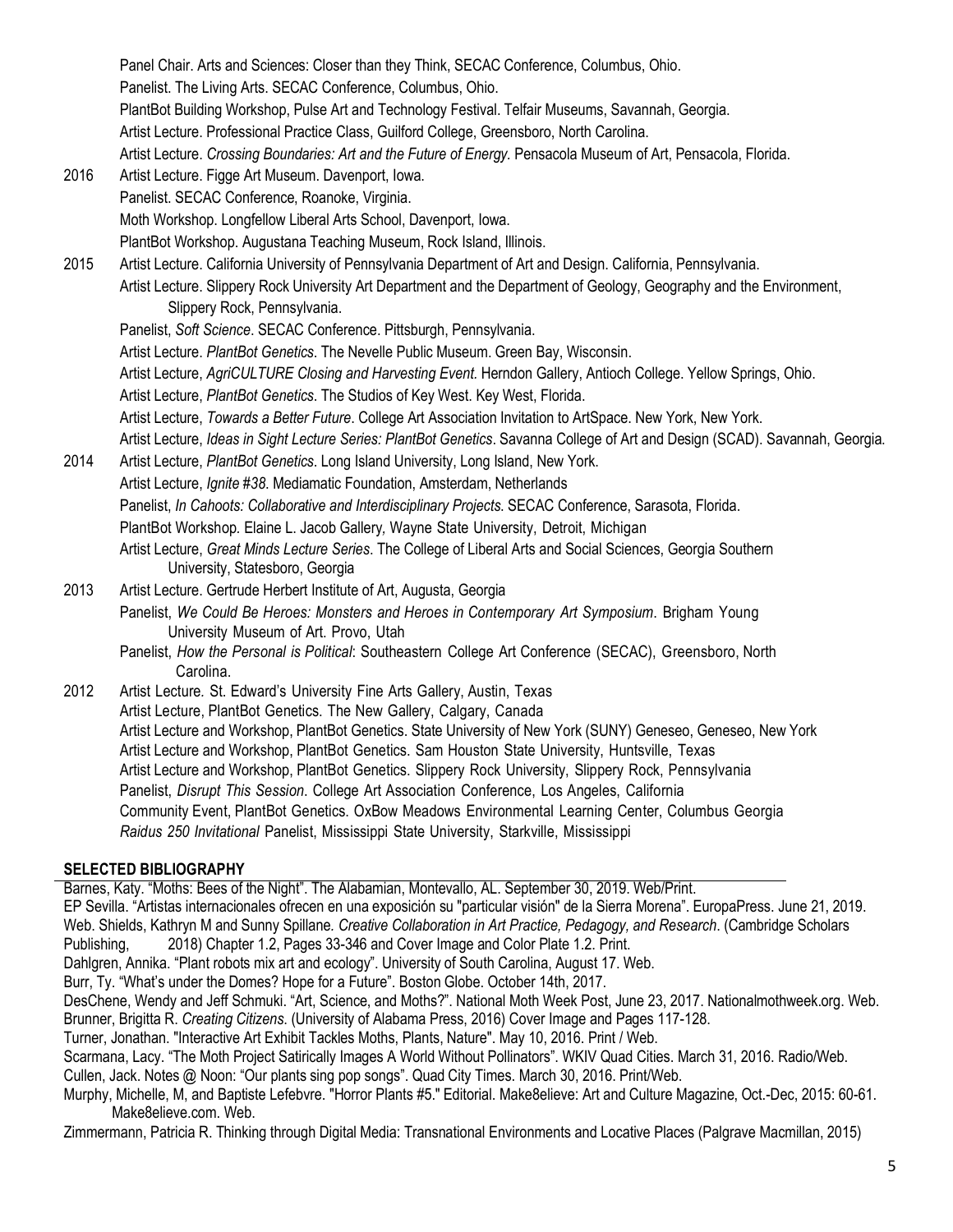Panel Chair. Arts and Sciences: Closer than they Think, SECAC Conference, Columbus, Ohio.
Panelist. The Living Arts. SECAC Conference, Columbus, Ohio.
PlantBot Building Workshop, Pulse Art and Technology Festival. Telfair Museums, Savannah, Georgia.
Artist Lecture. Professional Practice Class, Guilford College, Greensboro, North Carolina.
Artist Lecture. *Crossing Boundaries: Art and the Future of Energy.* Pensacola Museum of Art, Pensacola, Florida.

2016 Artist Lecture. Figge Art Museum. Davenport, Iowa.
Panelist. SECAC Conference, Roanoke, Virginia.
Moth Workshop. Longfellow Liberal Arts School, Davenport, Iowa.
PlantBot Workshop. Augustana Teaching Museum, Rock Island, Illinois.

2015 Artist Lecture. California University of Pennsylvania Department of Art and Design. California, Pennsylvania.
Artist Lecture. Slippery Rock University Art Department and the Department of Geology, Geography and the Environment, Slippery Rock, Pennsylvania.
Panelist, *Soft Science*. SECAC Conference. Pittsburgh, Pennsylvania.
Artist Lecture. *PlantBot Genetics*. The Nevelle Public Museum. Green Bay, Wisconsin.
Artist Lecture, *AgriCULTURE Closing and Harvesting Event.* Herndon Gallery, Antioch College. Yellow Springs, Ohio.
Artist Lecture, *PlantBot Genetics*. The Studios of Key West. Key West, Florida.
Artist Lecture, *Towards a Better Future*. College Art Association Invitation to ArtSpace. New York, New York.
Artist Lecture, *Ideas in Sight Lecture Series: PlantBot Genetics*. Savanna College of Art and Design (SCAD). Savannah, Georgia.

2014 Artist Lecture, *PlantBot Genetics*. Long Island University, Long Island, New York.
Artist Lecture, *Ignite #38*. Mediamatic Foundation, Amsterdam, Netherlands
Panelist, *In Cahoots: Collaborative and Interdisciplinary Projects.* SECAC Conference, Sarasota, Florida.
PlantBot Workshop. Elaine L. Jacob Gallery, Wayne State University, Detroit, Michigan
Artist Lecture, *Great Minds Lecture Series*. The College of Liberal Arts and Social Sciences, Georgia Southern University, Statesboro, Georgia

2013 Artist Lecture. Gertrude Herbert Institute of Art, Augusta, Georgia
Panelist, *We Could Be Heroes: Monsters and Heroes in Contemporary Art Symposium*. Brigham Young University Museum of Art. Provo, Utah
Panelist, *How the Personal is Political*: Southeastern College Art Conference (SECAC), Greensboro, North Carolina.

2012 Artist Lecture. St. Edward's University Fine Arts Gallery, Austin, Texas
Artist Lecture, PlantBot Genetics. The New Gallery, Calgary, Canada
Artist Lecture and Workshop, PlantBot Genetics. State University of New York (SUNY) Geneseo, Geneseo, New York
Artist Lecture and Workshop, PlantBot Genetics. Sam Houston State University, Huntsville, Texas
Artist Lecture and Workshop, PlantBot Genetics. Slippery Rock University, Slippery Rock, Pennsylvania
Panelist, *Disrupt This Session*. College Art Association Conference, Los Angeles, California
Community Event, PlantBot Genetics. OxBow Meadows Environmental Learning Center, Columbus Georgia
*Raidus 250 Invitational* Panelist, Mississippi State University, Starkville, Mississippi

## SELECTED BIBLIOGRAPHY

Barnes, Katy. "Moths: Bees of the Night". The Alabamian, Montevallo, AL. September 30, 2019. Web/Print.
EP Sevilla. "Artistas internacionales ofrecen en una exposición su "particular visión" de la Sierra Morena". EuropaPress. June 21, 2019. Web. Shields, Kathryn M and Sunny Spillane. *Creative Collaboration in Art Practice, Pedagogy, and Research*. (Cambridge Scholars Publishing, 2018) Chapter 1.2, Pages 33-346 and Cover Image and Color Plate 1.2. Print.
Dahlgren, Annika. "Plant robots mix art and ecology". University of South Carolina, August 17. Web.
Burr, Ty. "What's under the Domes? Hope for a Future". Boston Globe. October 14th, 2017.
DesChene, Wendy and Jeff Schmuki. "Art, Science, and Moths?". National Moth Week Post, June 23, 2017. Nationalmothweek.org. Web.
Brunner, Brigitta R. *Creating Citizens*. (University of Alabama Press, 2016) Cover Image and Pages 117-128.
Turner, Jonathan. "Interactive Art Exhibit Tackles Moths, Plants, Nature". May 10, 2016. Print / Web.
Scarmana, Lacy. "The Moth Project Satirically Images A World Without Pollinators". WKIV Quad Cities. March 31, 2016. Radio/Web.
Cullen, Jack. Notes @ Noon: "Our plants sing pop songs". Quad City Times. March 30, 2016. Print/Web.
Murphy, Michelle, M, and Baptiste Lefebvre. "Horror Plants #5." Editorial. Make8elieve: Art and Culture Magazine, Oct.-Dec, 2015: 60-61. Make8elieve.com. Web.
Zimmermann, Patricia R. Thinking through Digital Media: Transnational Environments and Locative Places (Palgrave Macmillan, 2015)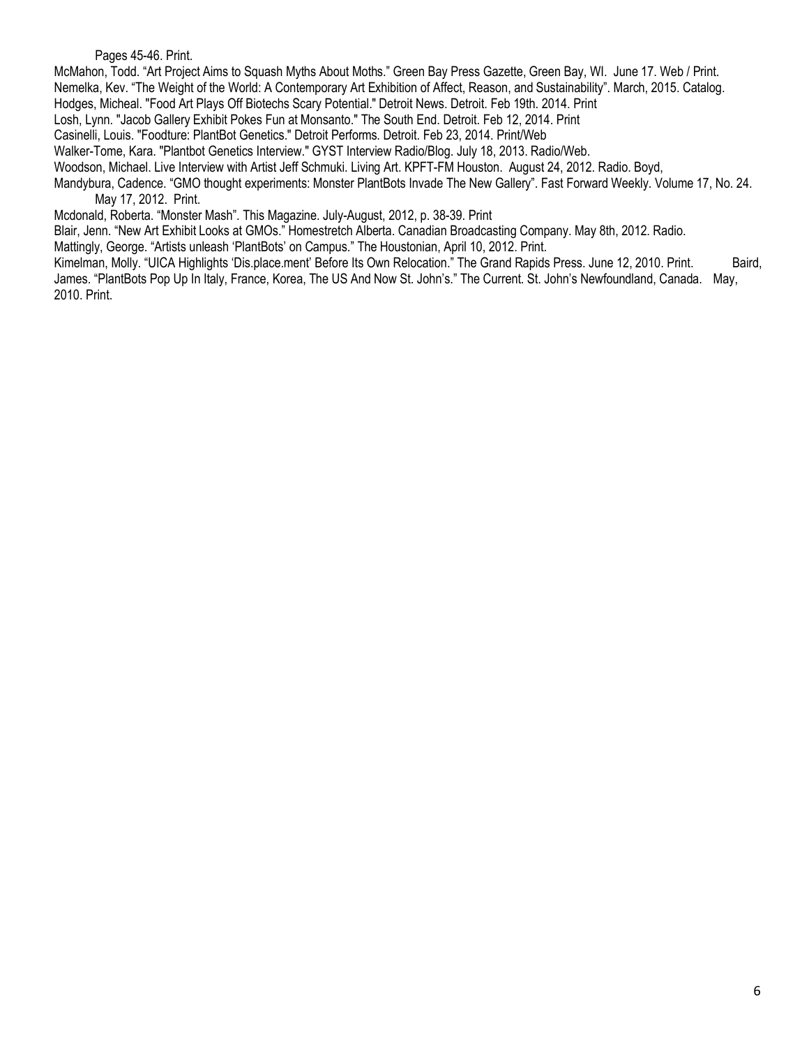Pages 45-46. Print.

McMahon, Todd. “Art Project Aims to Squash Myths About Moths.” Green Bay Press Gazette, Green Bay, WI. June 17. Web / Print.

Nemelka, Kev. “The Weight of the World: A Contemporary Art Exhibition of Affect, Reason, and Sustainability”. March, 2015. Catalog.

Hodges, Micheal. "Food Art Plays Off Biotechs Scary Potential." Detroit News. Detroit. Feb 19th. 2014. Print

Losh, Lynn. "Jacob Gallery Exhibit Pokes Fun at Monsanto." The South End. Detroit. Feb 12, 2014. Print

Casinelli, Louis. "Foodture: PlantBot Genetics." Detroit Performs. Detroit. Feb 23, 2014. Print/Web

Walker-Tome, Kara. "Plantbot Genetics Interview." GYST Interview Radio/Blog. July 18, 2013. Radio/Web.

Woodson, Michael. Live Interview with Artist Jeff Schmuki. Living Art. KPFT-FM Houston. August 24, 2012. Radio.

Boyd, Mandybura, Cadence. “GMO thought experiments: Monster PlantBots Invade The New Gallery”. Fast Forward Weekly. Volume 17, No. 24. May 17, 2012. Print.

Mcdonald, Roberta. “Monster Mash”. This Magazine. July-August, 2012, p. 38-39. Print

Blair, Jenn. “New Art Exhibit Looks at GMOs.” Homestretch Alberta. Canadian Broadcasting Company. May 8th, 2012. Radio.

Mattingly, George. “Artists unleash ‘PlantBots’ on Campus.” The Houstonian, April 10, 2012. Print.

Kimelman, Molly. “UICA Highlights ‘Dis.place.ment’ Before Its Own Relocation.” The Grand Rapids Press. June 12, 2010. Print.

Baird, James. “PlantBots Pop Up In Italy, France, Korea, The US And Now St. John’s.” The Current. St. John’s Newfoundland, Canada. May, 2010. Print.